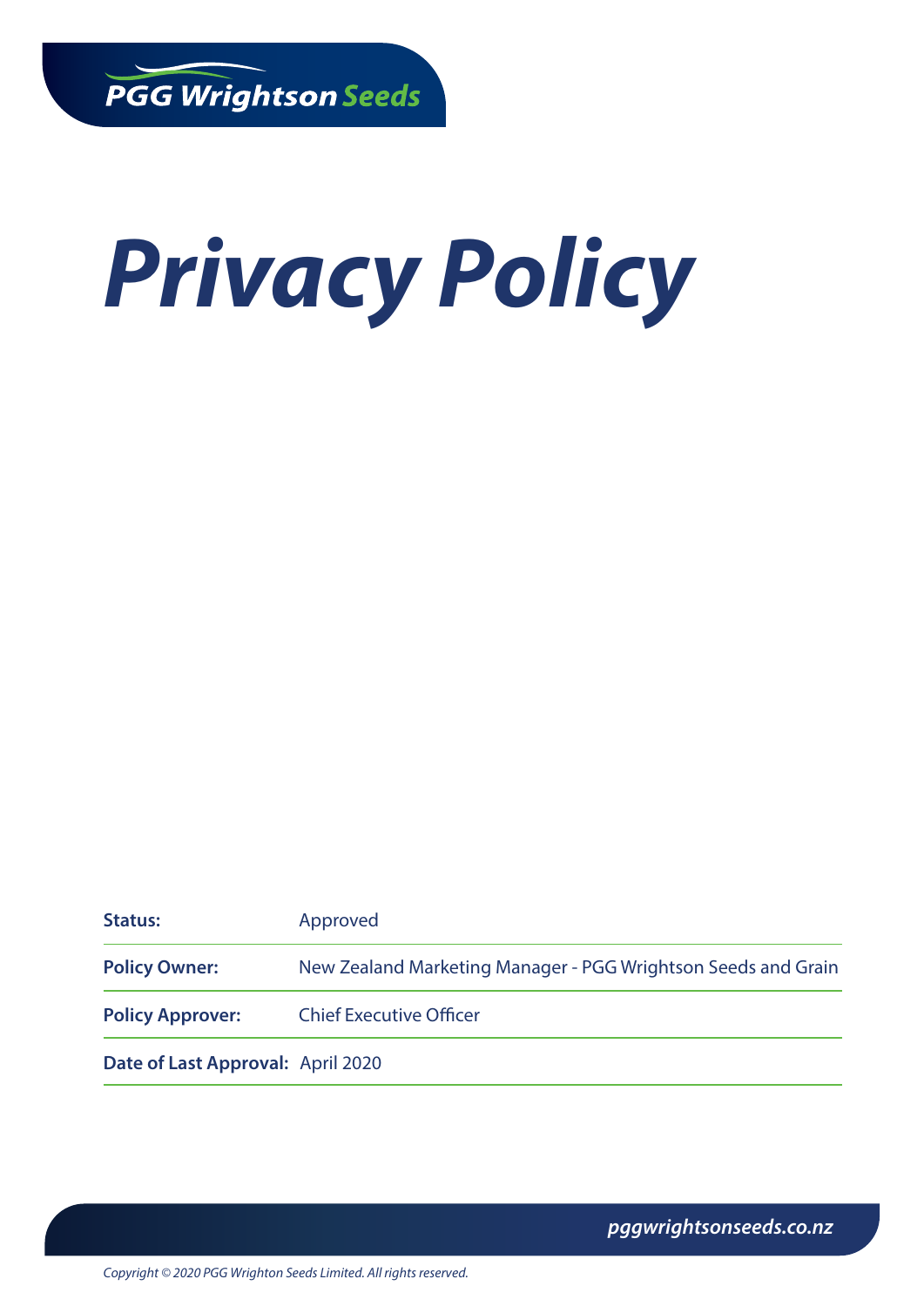PGG Wrightson Seeds

# Privacy Policy

| Status: | Approved |
| --- | --- |
| Policy Owner: | New Zealand Marketing Manager - PGG Wrightson Seeds and Grain |
| Policy Approver: | Chief Executive Officer |
| Date of Last Approval: | April 2020 |

*pggwrightsonseeds.co.nz*

*Copyright © 2020 PGG Wrighton Seeds Limited. All rights reserved.*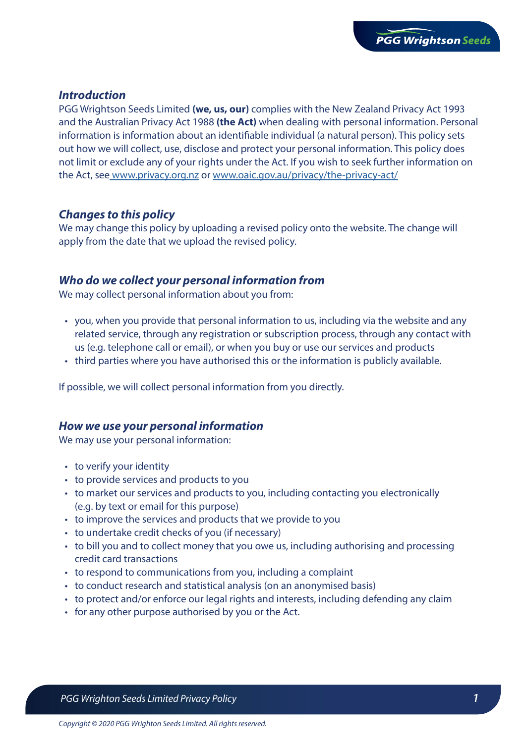## *Introduction*

PGG Wrightson Seeds Limited **(we, us, our)** complies with the New Zealand Privacy Act 1993 and the Australian Privacy Act 1988 **(the Act)** when dealing with personal information. Personal information is information about an identifiable individual (a natural person). This policy sets out how we will collect, use, disclose and protect your personal information. This policy does not limit or exclude any of your rights under the Act. If you wish to seek further information on the Act, see www.privacy.org.nz or www.oaic.gov.au/privacy/the-privacy-act/

## *Changes to this policy*

We may change this policy by uploading a revised policy onto the website. The change will apply from the date that we upload the revised policy.

## *Who do we collect your personal information from*

We may collect personal information about you from:

- you, when you provide that personal information to us, including via the website and any related service, through any registration or subscription process, through any contact with us (e.g. telephone call or email), or when you buy or use our services and products
- third parties where you have authorised this or the information is publicly available.

If possible, we will collect personal information from you directly.

## *How we use your personal information*

We may use your personal information:

- to verify your identity
- to provide services and products to you
- to market our services and products to you, including contacting you electronically (e.g. by text or email for this purpose)
- to improve the services and products that we provide to you
- to undertake credit checks of you (if necessary)
- to bill you and to collect money that you owe us, including authorising and processing credit card transactions
- to respond to communications from you, including a complaint
- to conduct research and statistical analysis (on an anonymised basis)
- to protect and/or enforce our legal rights and interests, including defending any claim
- for any other purpose authorised by you or the Act.

*Copyright © 2020 PGG Wrighton Seeds Limited. All rights reserved.*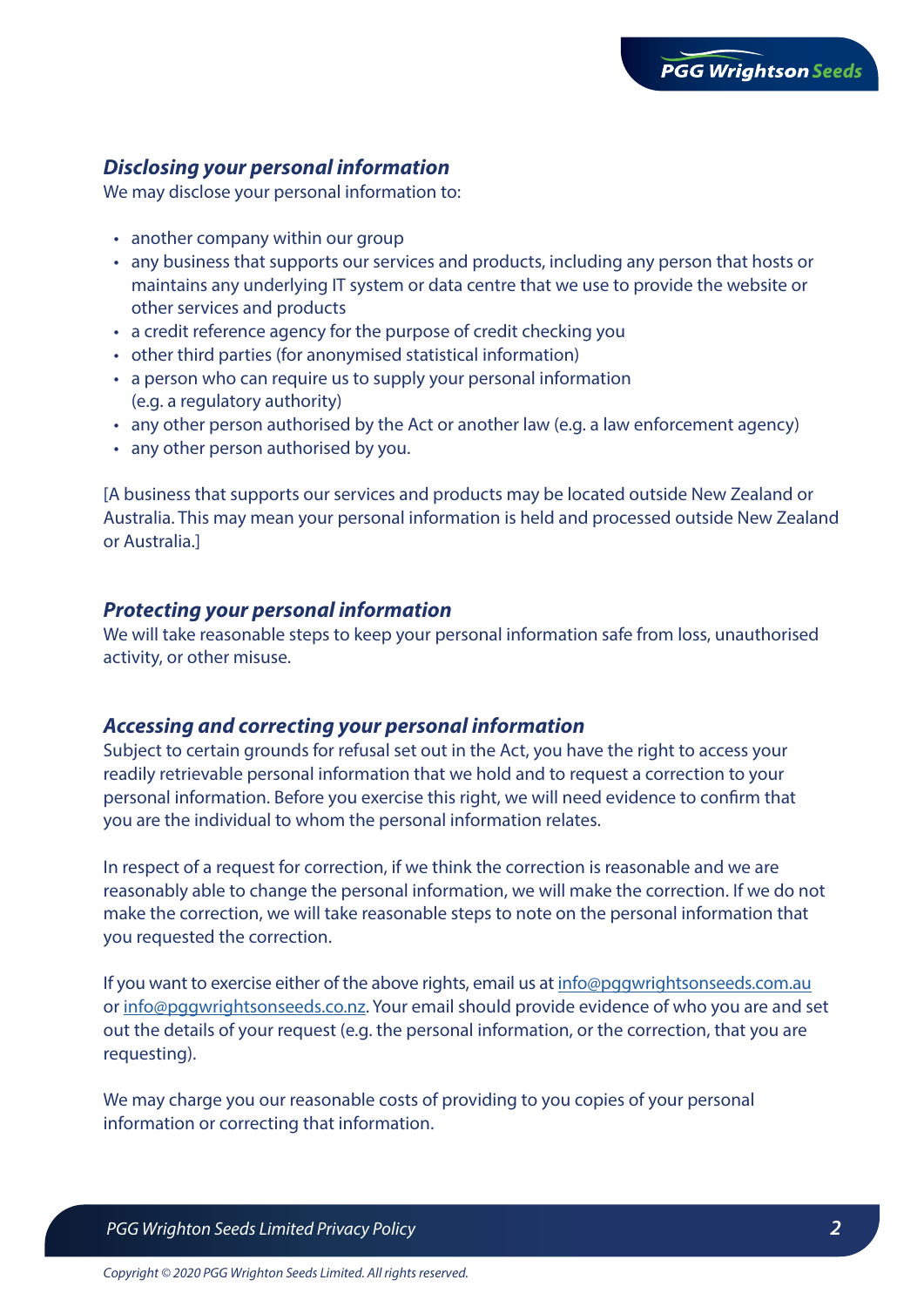### *Disclosing your personal information*

We may disclose your personal information to:

- another company within our group
- any business that supports our services and products, including any person that hosts or maintains any underlying IT system or data centre that we use to provide the website or other services and products
- a credit reference agency for the purpose of credit checking you
- other third parties (for anonymised statistical information)
- a person who can require us to supply your personal information (e.g. a regulatory authority)
- any other person authorised by the Act or another law (e.g. a law enforcement agency)
- any other person authorised by you.

[A business that supports our services and products may be located outside New Zealand or Australia. This may mean your personal information is held and processed outside New Zealand or Australia.]

### *Protecting your personal information*

We will take reasonable steps to keep your personal information safe from loss, unauthorised activity, or other misuse.

### *Accessing and correcting your personal information*

Subject to certain grounds for refusal set out in the Act, you have the right to access your readily retrievable personal information that we hold and to request a correction to your personal information. Before you exercise this right, we will need evidence to confirm that you are the individual to whom the personal information relates.

In respect of a request for correction, if we think the correction is reasonable and we are reasonably able to change the personal information, we will make the correction. If we do not make the correction, we will take reasonable steps to note on the personal information that you requested the correction.

If you want to exercise either of the above rights, email us at info@pggwrightsonseeds.com.au or info@pggwrightsonseeds.co.nz. Your email should provide evidence of who you are and set out the details of your request (e.g. the personal information, or the correction, that you are requesting).

We may charge you our reasonable costs of providing to you copies of your personal information or correcting that information.

*Copyright © 2020 PGG Wrighton Seeds Limited. All rights reserved.*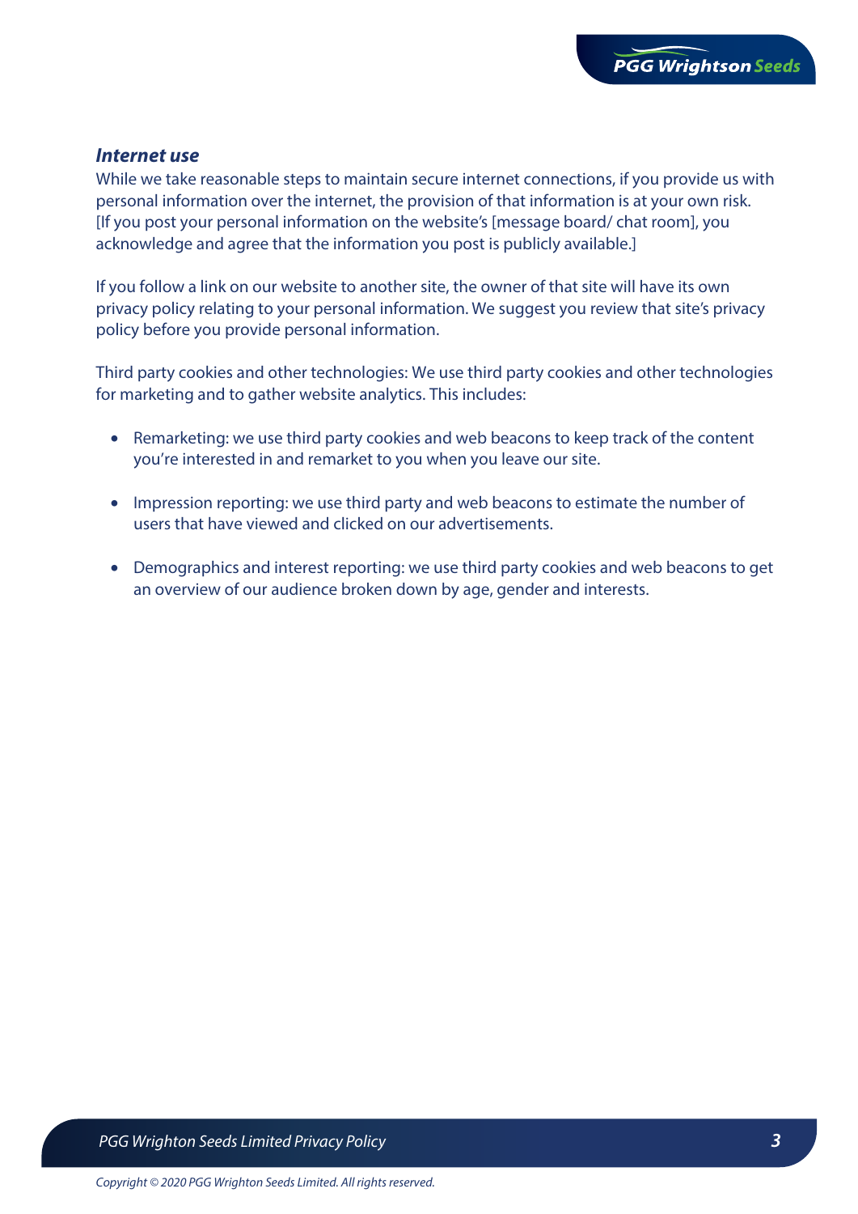### *Internet use*

While we take reasonable steps to maintain secure internet connections, if you provide us with personal information over the internet, the provision of that information is at your own risk. [If you post your personal information on the website's [message board/ chat room], you acknowledge and agree that the information you post is publicly available.]

If you follow a link on our website to another site, the owner of that site will have its own privacy policy relating to your personal information. We suggest you review that site's privacy policy before you provide personal information.

Third party cookies and other technologies: We use third party cookies and other technologies for marketing and to gather website analytics. This includes:

- Remarketing: we use third party cookies and web beacons to keep track of the content you're interested in and remarket to you when you leave our site.
- Impression reporting: we use third party and web beacons to estimate the number of users that have viewed and clicked on our advertisements.
- Demographics and interest reporting: we use third party cookies and web beacons to get an overview of our audience broken down by age, gender and interests.

*Copyright © 2020 PGG Wrighton Seeds Limited. All rights reserved.*